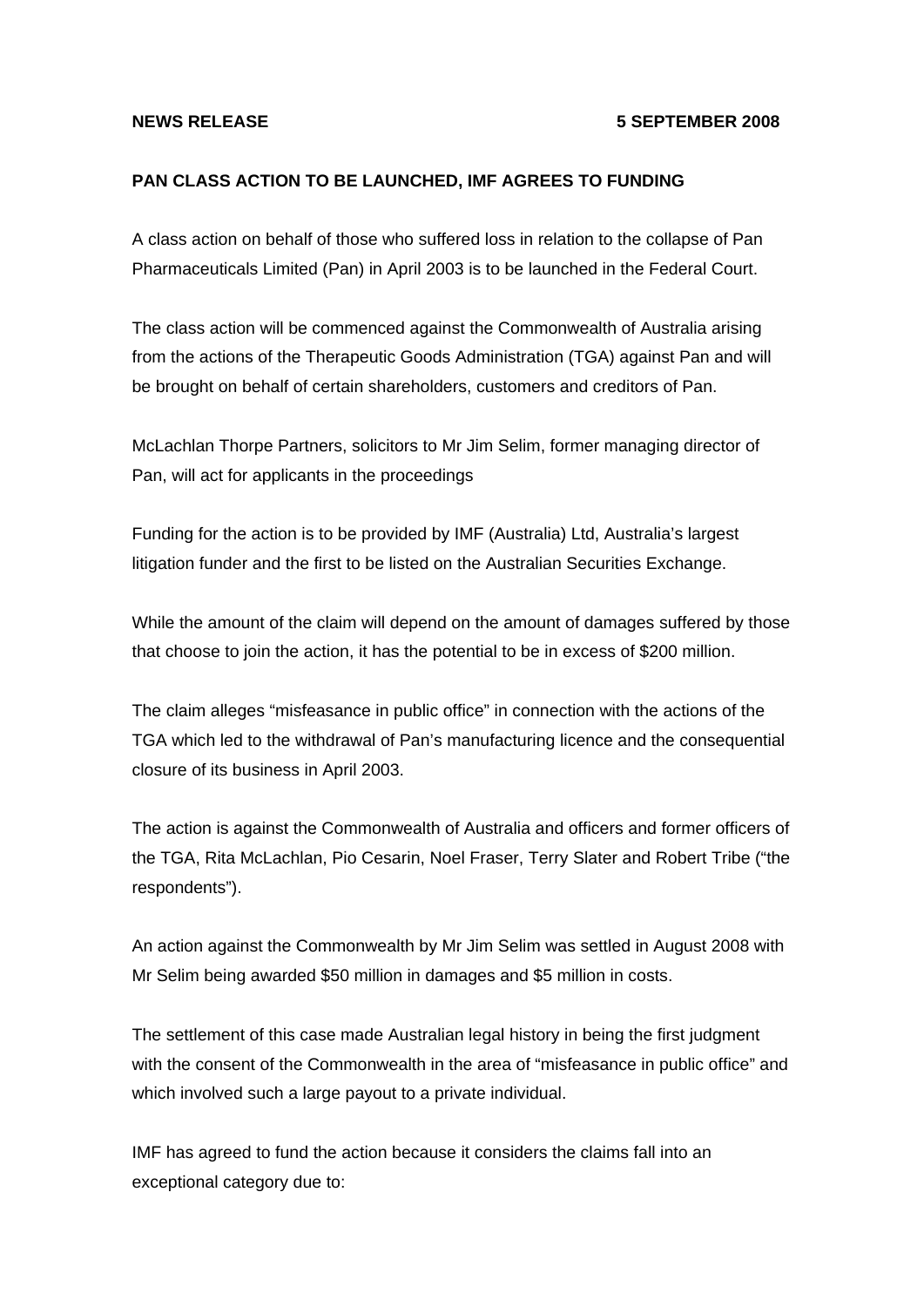**NEWS RELEASE** **5 SEPTEMBER 2008**

**PAN CLASS ACTION TO BE LAUNCHED, IMF AGREES TO FUNDING**

A class action on behalf of those who suffered loss in relation to the collapse of Pan Pharmaceuticals Limited (Pan) in April 2003 is to be launched in the Federal Court.

The class action will be commenced against the Commonwealth of Australia arising from the actions of the Therapeutic Goods Administration (TGA) against Pan and will be brought on behalf of certain shareholders, customers and creditors of Pan.

McLachlan Thorpe Partners, solicitors to Mr Jim Selim, former managing director of Pan, will act for applicants in the proceedings

Funding for the action is to be provided by IMF (Australia) Ltd, Australia's largest litigation funder and the first to be listed on the Australian Securities Exchange.

While the amount of the claim will depend on the amount of damages suffered by those that choose to join the action, it has the potential to be in excess of $200 million.

The claim alleges "misfeasance in public office" in connection with the actions of the TGA which led to the withdrawal of Pan's manufacturing licence and the consequential closure of its business in April 2003.

The action is against the Commonwealth of Australia and officers and former officers of the TGA, Rita McLachlan, Pio Cesarin, Noel Fraser, Terry Slater and Robert Tribe ("the respondents").

An action against the Commonwealth by Mr Jim Selim was settled in August 2008 with Mr Selim being awarded $50 million in damages and $5 million in costs.

The settlement of this case made Australian legal history in being the first judgment with the consent of the Commonwealth in the area of "misfeasance in public office" and which involved such a large payout to a private individual.

IMF has agreed to fund the action because it considers the claims fall into an exceptional category due to: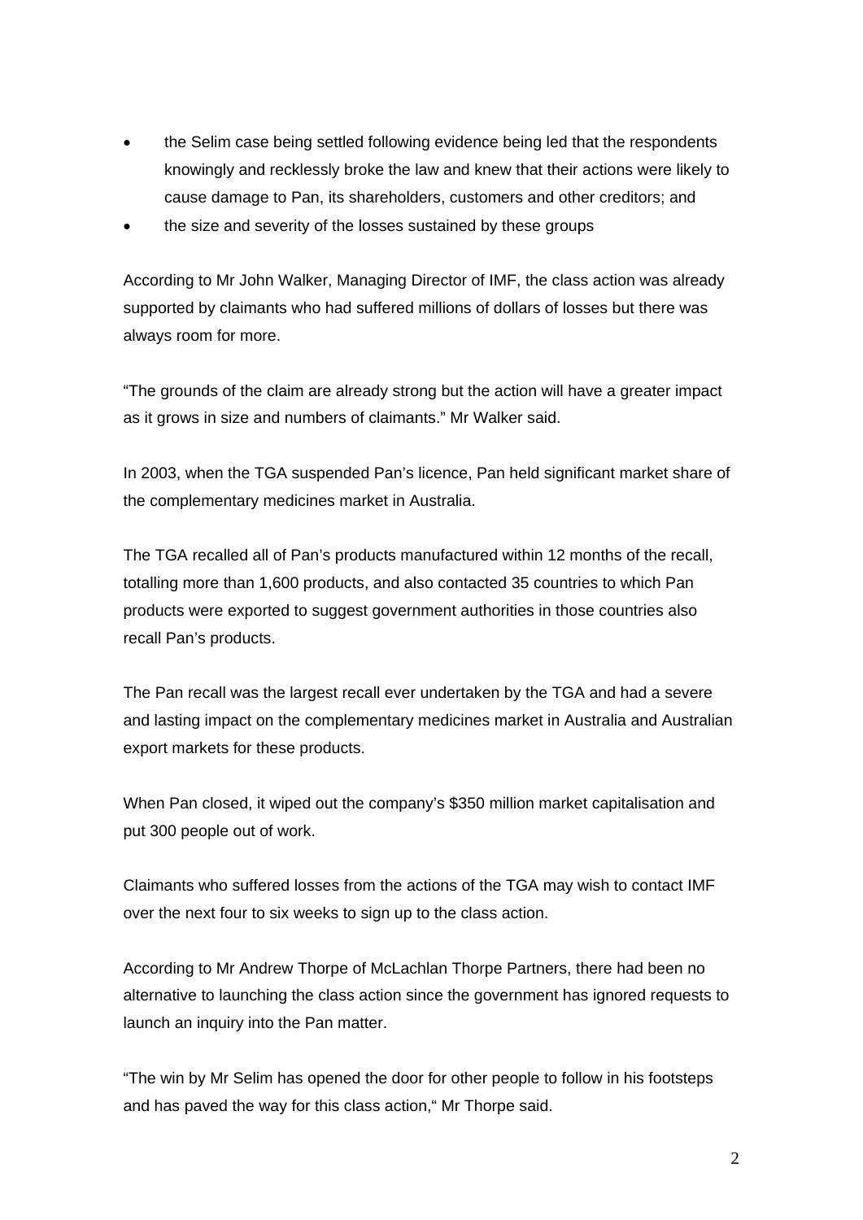- the Selim case being settled following evidence being led that the respondents knowingly and recklessly broke the law and knew that their actions were likely to cause damage to Pan, its shareholders, customers and other creditors; and
- the size and severity of the losses sustained by these groups

According to Mr John Walker, Managing Director of IMF, the class action was already supported by claimants who had suffered millions of dollars of losses but there was always room for more.

"The grounds of the claim are already strong but the action will have a greater impact as it grows in size and numbers of claimants." Mr Walker said.

In 2003, when the TGA suspended Pan's licence, Pan held significant market share of the complementary medicines market in Australia.

The TGA recalled all of Pan's products manufactured within 12 months of the recall, totalling more than 1,600 products, and also contacted 35 countries to which Pan products were exported to suggest government authorities in those countries also recall Pan's products.

The Pan recall was the largest recall ever undertaken by the TGA and had a severe and lasting impact on the complementary medicines market in Australia and Australian export markets for these products.

When Pan closed, it wiped out the company's $350 million market capitalisation and put 300 people out of work.

Claimants who suffered losses from the actions of the TGA may wish to contact IMF over the next four to six weeks to sign up to the class action.

According to Mr Andrew Thorpe of McLachlan Thorpe Partners, there had been no alternative to launching the class action since the government has ignored requests to launch an inquiry into the Pan matter.

"The win by Mr Selim has opened the door for other people to follow in his footsteps and has paved the way for this class action," Mr Thorpe said.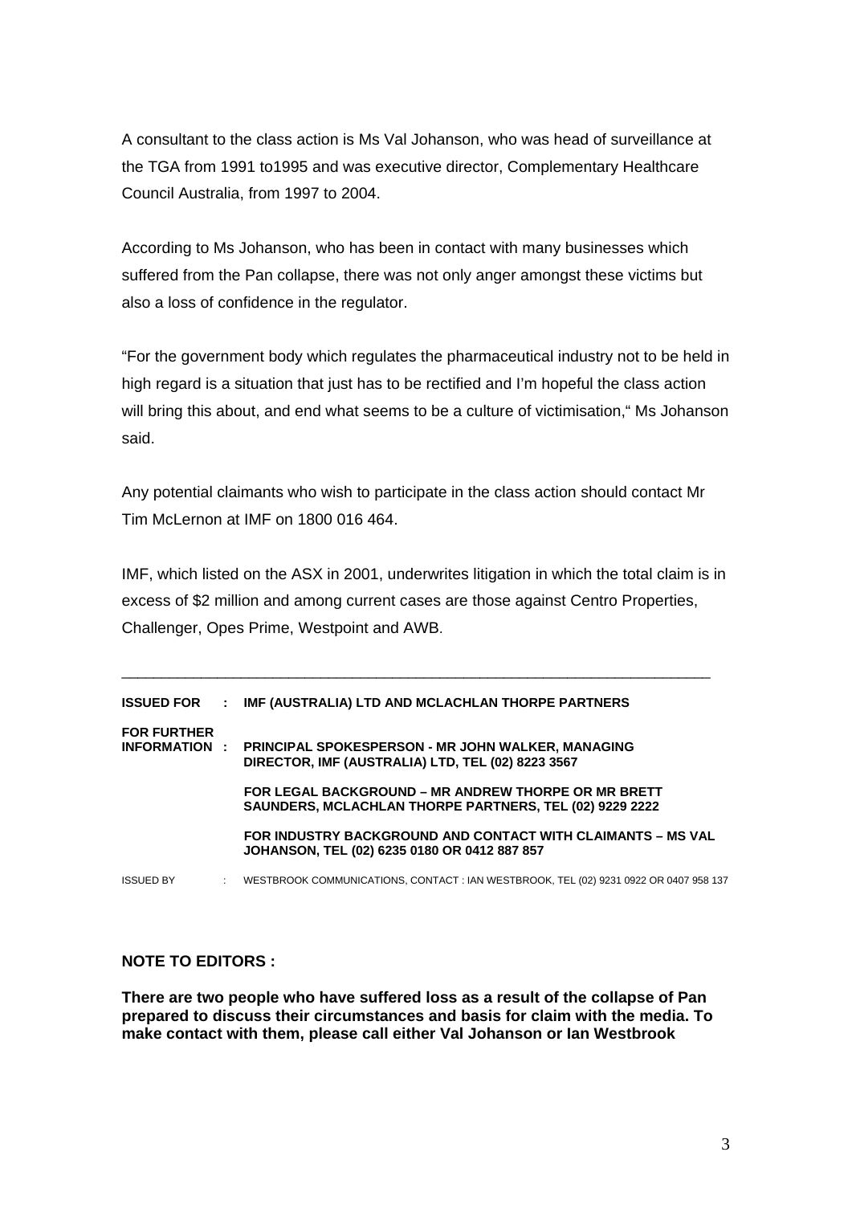A consultant to the class action is Ms Val Johanson, who was head of surveillance at the TGA from 1991 to1995 and was executive director, Complementary Healthcare Council Australia, from 1997 to 2004.

According to Ms Johanson, who has been in contact with many businesses which suffered from the Pan collapse, there was not only anger amongst these victims but also a loss of confidence in the regulator.

"For the government body which regulates the pharmaceutical industry not to be held in high regard is a situation that just has to be rectified and I'm hopeful the class action will bring this about, and end what seems to be a culture of victimisation," Ms Johanson said.

Any potential claimants who wish to participate in the class action should contact Mr Tim McLernon at IMF on 1800 016 464.

IMF, which listed on the ASX in 2001, underwrites litigation in which the total claim is in excess of $2 million and among current cases are those against Centro Properties, Challenger, Opes Prime, Westpoint and AWB.

---

**ISSUED FOR : IMF (AUSTRALIA) LTD AND MCLACHLAN THORPE PARTNERS**

**FOR FURTHER INFORMATION : PRINCIPAL SPOKESPERSON - MR JOHN WALKER, MANAGING DIRECTOR, IMF (AUSTRALIA) LTD, TEL (02) 8223 3567**

**FOR LEGAL BACKGROUND – MR ANDREW THORPE OR MR BRETT SAUNDERS, MCLACHLAN THORPE PARTNERS, TEL (02) 9229 2222**

**FOR INDUSTRY BACKGROUND AND CONTACT WITH CLAIMANTS – MS VAL JOHANSON, TEL (02) 6235 0180 OR 0412 887 857**

ISSUED BY : WESTBROOK COMMUNICATIONS, CONTACT : IAN WESTBROOK, TEL (02) 9231 0922 OR 0407 958 137

**NOTE TO EDITORS :**

**There are two people who have suffered loss as a result of the collapse of Pan prepared to discuss their circumstances and basis for claim with the media. To make contact with them, please call either Val Johanson or Ian Westbrook**